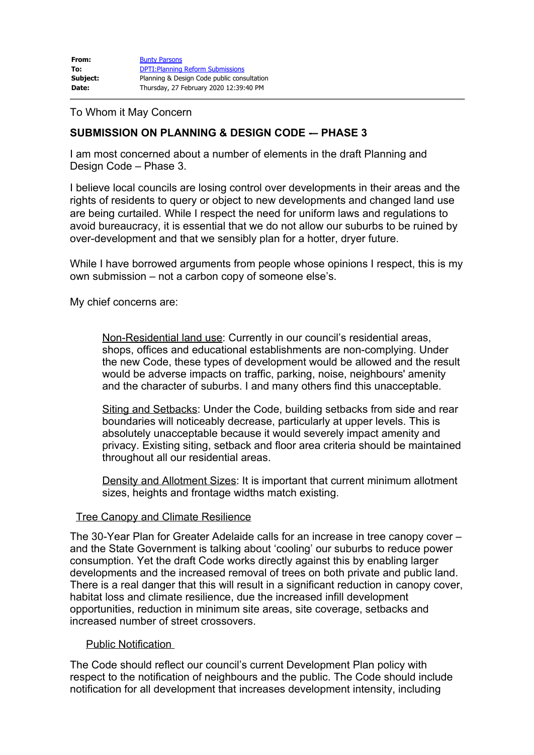| | |
|---|---|
| **From:** | Bunty Parsons |
| **To:** | DPTI:Planning Reform Submissions |
| **Subject:** | Planning & Design Code public consultation |
| **Date:** | Thursday, 27 February 2020 12:39:40 PM |

To Whom it May Concern

**SUBMISSION ON PLANNING & DESIGN CODE -– PHASE 3**

I am most concerned about a number of elements in the draft Planning and Design Code – Phase 3.

I believe local councils are losing control over developments in their areas and the rights of residents to query or object to new developments and changed land use are being curtailed. While I respect the need for uniform laws and regulations to avoid bureaucracy, it is essential that we do not allow our suburbs to be ruined by over-development and that we sensibly plan for a hotter, dryer future.

While I have borrowed arguments from people whose opinions I respect, this is my own submission – not a carbon copy of someone else's.

My chief concerns are:

> Non-Residential land use: Currently in our council's residential areas, shops, offices and educational establishments are non-complying. Under the new Code, these types of development would be allowed and the result would be adverse impacts on traffic, parking, noise, neighbours' amenity and the character of suburbs. I and many others find this unacceptable.
>
> Siting and Setbacks: Under the Code, building setbacks from side and rear boundaries will noticeably decrease, particularly at upper levels. This is absolutely unacceptable because it would severely impact amenity and privacy. Existing siting, setback and floor area criteria should be maintained throughout all our residential areas.
>
> Density and Allotment Sizes: It is important that current minimum allotment sizes, heights and frontage widths match existing.

Tree Canopy and Climate Resilience

The 30-Year Plan for Greater Adelaide calls for an increase in tree canopy cover – and the State Government is talking about 'cooling' our suburbs to reduce power consumption. Yet the draft Code works directly against this by enabling larger developments and the increased removal of trees on both private and public land. There is a real danger that this will result in a significant reduction in canopy cover, habitat loss and climate resilience, due the increased infill development opportunities, reduction in minimum site areas, site coverage, setbacks and increased number of street crossovers.

Public Notification

The Code should reflect our council's current Development Plan policy with respect to the notification of neighbours and the public. The Code should include notification for all development that increases development intensity, including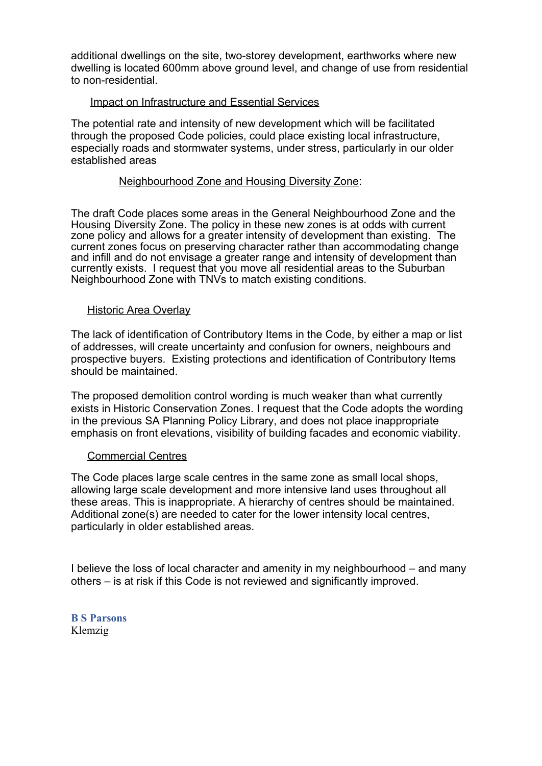additional dwellings on the site, two-storey development, earthworks where new dwelling is located 600mm above ground level, and change of use from residential to non-residential.

## Impact on Infrastructure and Essential Services

The potential rate and intensity of new development which will be facilitated through the proposed Code policies, could place existing local infrastructure, especially roads and stormwater systems, under stress, particularly in our older established areas

## Neighbourhood Zone and Housing Diversity Zone:

The draft Code places some areas in the General Neighbourhood Zone and the Housing Diversity Zone. The policy in these new zones is at odds with current zone policy and allows for a greater intensity of development than existing. The current zones focus on preserving character rather than accommodating change and infill and do not envisage a greater range and intensity of development than currently exists. I request that you move all residential areas to the Suburban Neighbourhood Zone with TNVs to match existing conditions.

## Historic Area Overlay

The lack of identification of Contributory Items in the Code, by either a map or list of addresses, will create uncertainty and confusion for owners, neighbours and prospective buyers. Existing protections and identification of Contributory Items should be maintained.

The proposed demolition control wording is much weaker than what currently exists in Historic Conservation Zones. I request that the Code adopts the wording in the previous SA Planning Policy Library, and does not place inappropriate emphasis on front elevations, visibility of building facades and economic viability.

## Commercial Centres

The Code places large scale centres in the same zone as small local shops, allowing large scale development and more intensive land uses throughout all these areas. This is inappropriate. A hierarchy of centres should be maintained. Additional zone(s) are needed to cater for the lower intensity local centres, particularly in older established areas.

I believe the loss of local character and amenity in my neighbourhood – and many others – is at risk if this Code is not reviewed and significantly improved.

**B S Parsons**
Klemzig